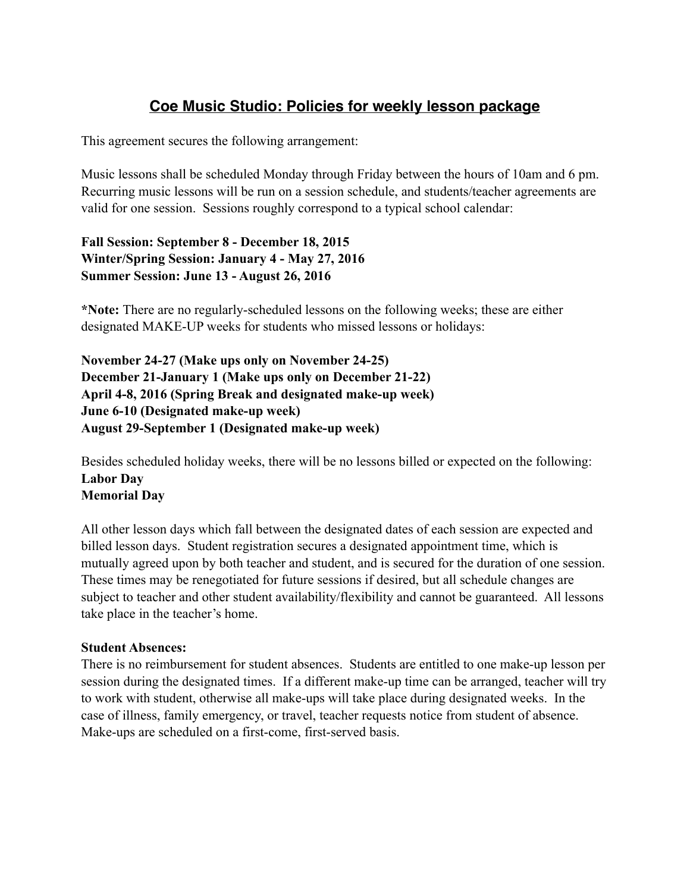# Coe Music Studio: Policies for weekly lesson package

This agreement secures the following arrangement:

Music lessons shall be scheduled Monday through Friday between the hours of 10am and 6 pm. Recurring music lessons will be run on a session schedule, and students/teacher agreements are valid for one session. Sessions roughly correspond to a typical school calendar:

**Fall Session: September 8 - December 18, 2015**
**Winter/Spring Session: January 4 - May 27, 2016**
**Summer Session: June 13 - August 26, 2016**

***Note:** There are no regularly-scheduled lessons on the following weeks; these are either designated MAKE-UP weeks for students who missed lessons or holidays:

**November 24-27 (Make ups only on November 24-25)**
**December 21-January 1 (Make ups only on December 21-22)**
**April 4-8, 2016 (Spring Break and designated make-up week)**
**June 6-10 (Designated make-up week)**
**August 29-September 1 (Designated make-up week)**

Besides scheduled holiday weeks, there will be no lessons billed or expected on the following:
**Labor Day**
**Memorial Day**

All other lesson days which fall between the designated dates of each session are expected and billed lesson days. Student registration secures a designated appointment time, which is mutually agreed upon by both teacher and student, and is secured for the duration of one session. These times may be renegotiated for future sessions if desired, but all schedule changes are subject to teacher and other student availability/flexibility and cannot be guaranteed. All lessons take place in the teacher's home.

**Student Absences:**
There is no reimbursement for student absences. Students are entitled to one make-up lesson per session during the designated times. If a different make-up time can be arranged, teacher will try to work with student, otherwise all make-ups will take place during designated weeks. In the case of illness, family emergency, or travel, teacher requests notice from student of absence. Make-ups are scheduled on a first-come, first-served basis.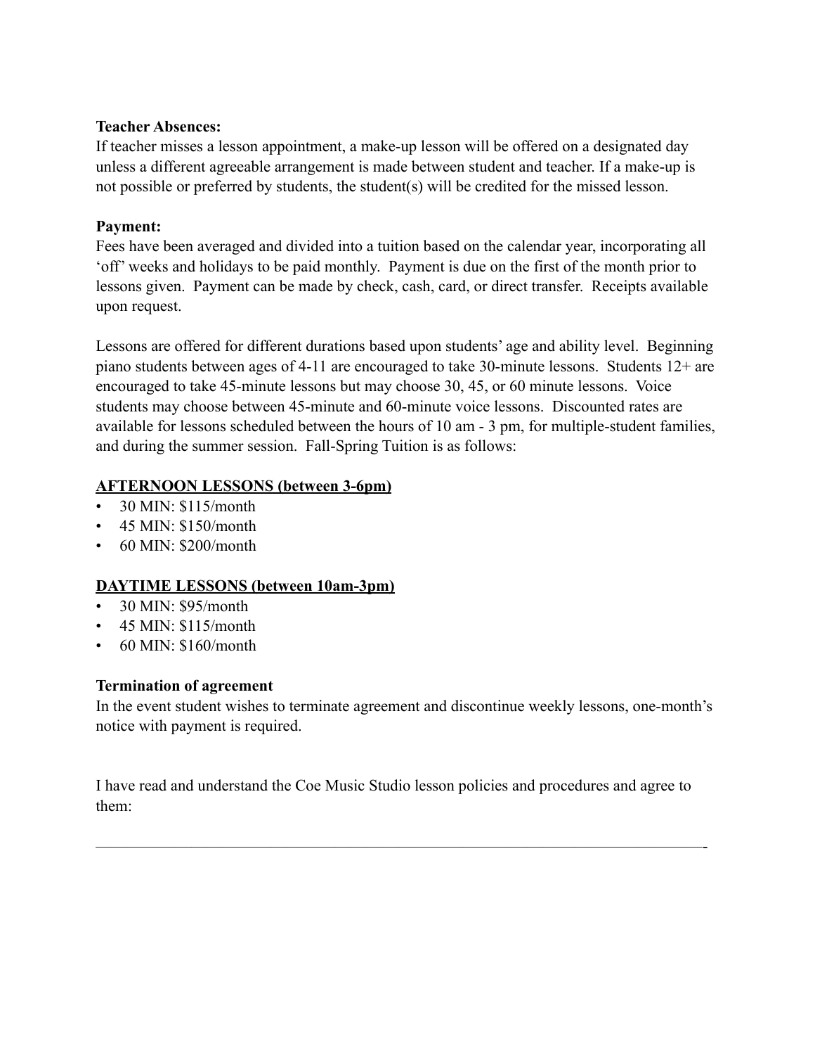**Teacher Absences:**
If teacher misses a lesson appointment, a make-up lesson will be offered on a designated day unless a different agreeable arrangement is made between student and teacher. If a make-up is not possible or preferred by students, the student(s) will be credited for the missed lesson.

**Payment:**
Fees have been averaged and divided into a tuition based on the calendar year, incorporating all 'off' weeks and holidays to be paid monthly. Payment is due on the first of the month prior to lessons given. Payment can be made by check, cash, card, or direct transfer. Receipts available upon request.

Lessons are offered for different durations based upon students' age and ability level. Beginning piano students between ages of 4-11 are encouraged to take 30-minute lessons. Students 12+ are encouraged to take 45-minute lessons but may choose 30, 45, or 60 minute lessons. Voice students may choose between 45-minute and 60-minute voice lessons. Discounted rates are available for lessons scheduled between the hours of 10 am - 3 pm, for multiple-student families, and during the summer session. Fall-Spring Tuition is as follows:

**<u>AFTERNOON LESSONS (between 3-6pm)</u>**

- 30 MIN: $115/month
- 45 MIN: $150/month
- 60 MIN: $200/month

**<u>DAYTIME LESSONS (between 10am-3pm)</u>**

- 30 MIN: $95/month
- 45 MIN: $115/month
- 60 MIN: $160/month

**Termination of agreement**
In the event student wishes to terminate agreement and discontinue weekly lessons, one-month's notice with payment is required.

I have read and understand the Coe Music Studio lesson policies and procedures and agree to them:

______________________________________________________________________________-